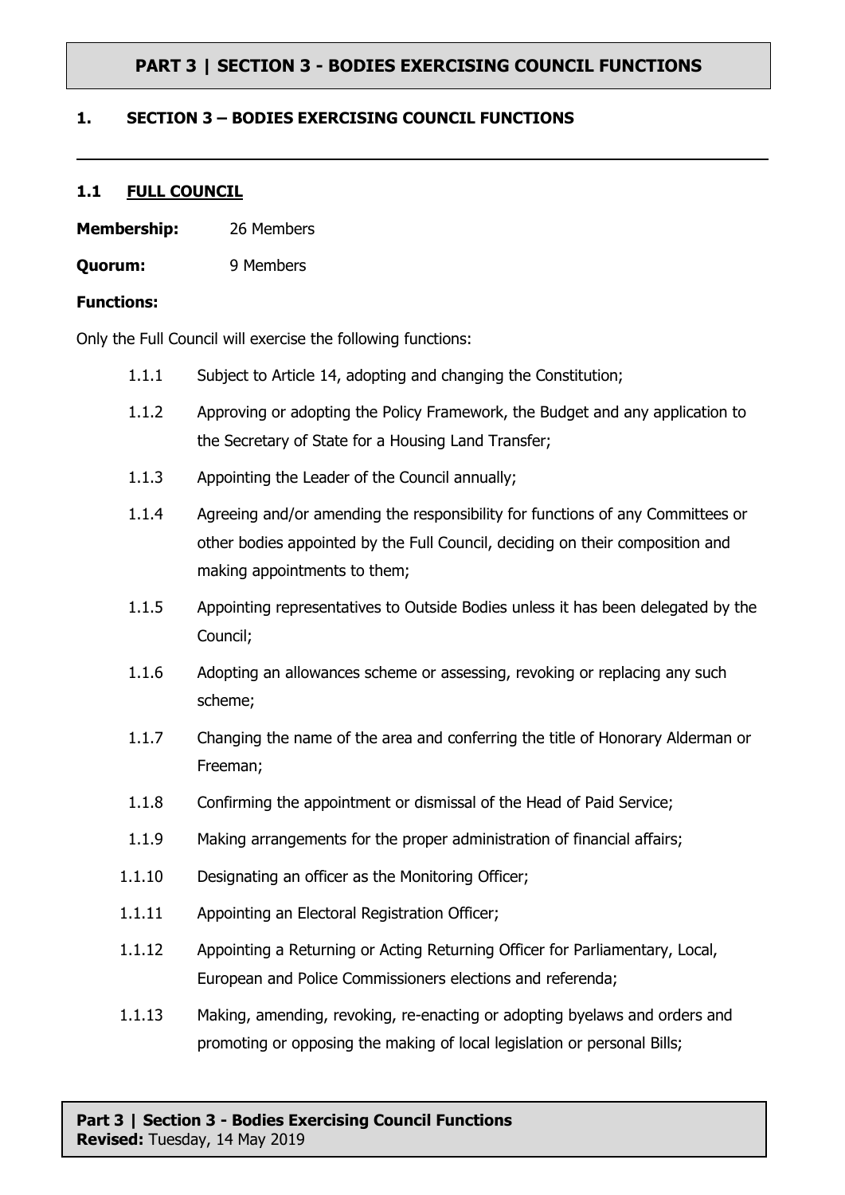# PART 3 | SECTION 3 - BODIES EXERCISING COUNCIL FUNCTIONS

## 1. SECTION 3 – BODIES EXERCISING COUNCIL FUNCTIONS

### 1.1 FULL COUNCIL

**Membership:** 26 Members

**Quorum:** 9 Members

**Functions:**

Only the Full Council will exercise the following functions:

1.1.1 Subject to Article 14, adopting and changing the Constitution;

1.1.2 Approving or adopting the Policy Framework, the Budget and any application to the Secretary of State for a Housing Land Transfer;

1.1.3 Appointing the Leader of the Council annually;

1.1.4 Agreeing and/or amending the responsibility for functions of any Committees or other bodies appointed by the Full Council, deciding on their composition and making appointments to them;

1.1.5 Appointing representatives to Outside Bodies unless it has been delegated by the Council;

1.1.6 Adopting an allowances scheme or assessing, revoking or replacing any such scheme;

1.1.7 Changing the name of the area and conferring the title of Honorary Alderman or Freeman;

1.1.8 Confirming the appointment or dismissal of the Head of Paid Service;

1.1.9 Making arrangements for the proper administration of financial affairs;

1.1.10 Designating an officer as the Monitoring Officer;

1.1.11 Appointing an Electoral Registration Officer;

1.1.12 Appointing a Returning or Acting Returning Officer for Parliamentary, Local, European and Police Commissioners elections and referenda;

1.1.13 Making, amending, revoking, re-enacting or adopting byelaws and orders and promoting or opposing the making of local legislation or personal Bills;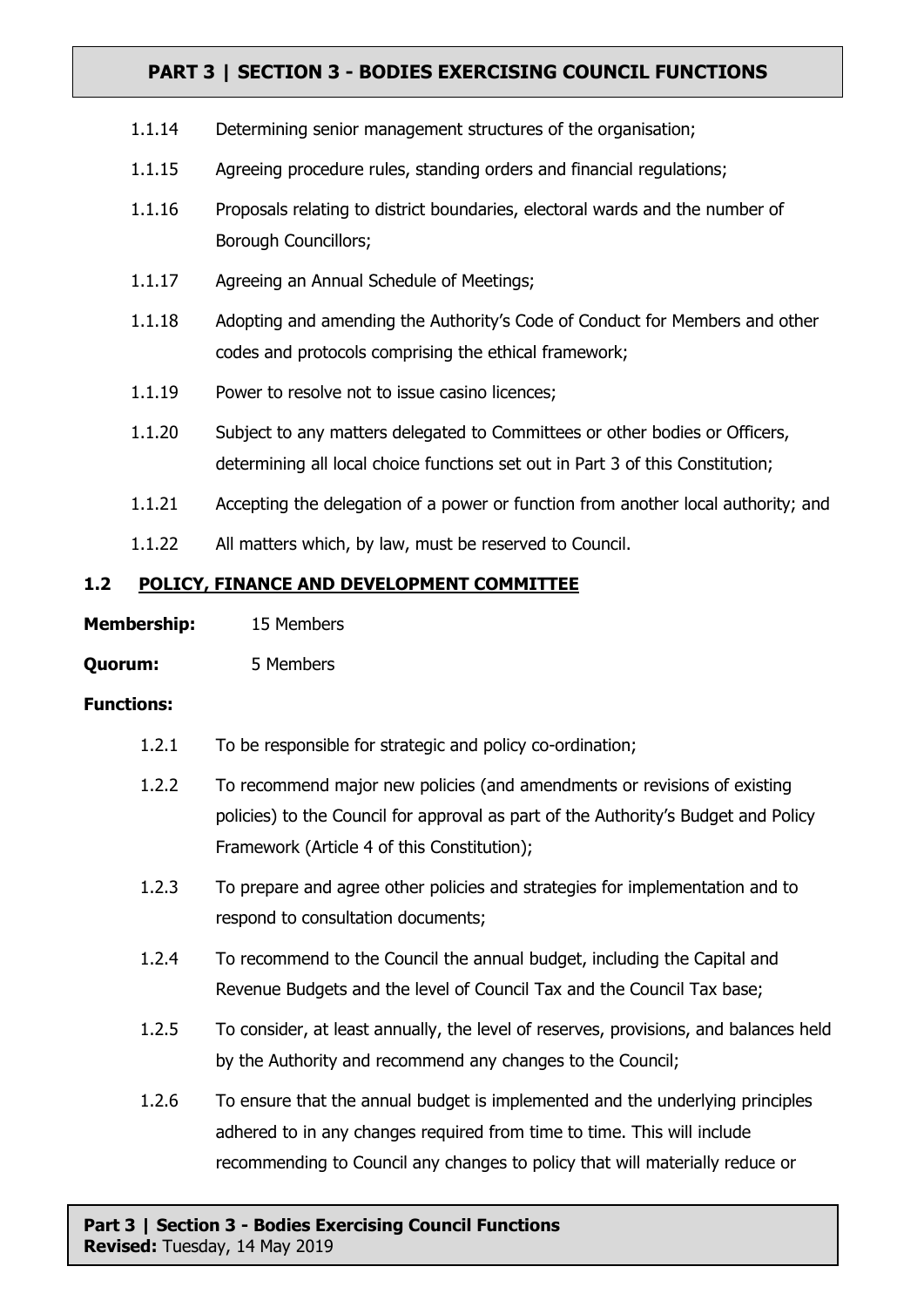1.1.14 Determining senior management structures of the organisation;

1.1.15 Agreeing procedure rules, standing orders and financial regulations;

1.1.16 Proposals relating to district boundaries, electoral wards and the number of Borough Councillors;

1.1.17 Agreeing an Annual Schedule of Meetings;

1.1.18 Adopting and amending the Authority's Code of Conduct for Members and other codes and protocols comprising the ethical framework;

1.1.19 Power to resolve not to issue casino licences;

1.1.20 Subject to any matters delegated to Committees or other bodies or Officers, determining all local choice functions set out in Part 3 of this Constitution;

1.1.21 Accepting the delegation of a power or function from another local authority; and

1.1.22 All matters which, by law, must be reserved to Council.

### 1.2 POLICY, FINANCE AND DEVELOPMENT COMMITTEE

**Membership:** 15 Members

**Quorum:** 5 Members

**Functions:**

1.2.1 To be responsible for strategic and policy co-ordination;

1.2.2 To recommend major new policies (and amendments or revisions of existing policies) to the Council for approval as part of the Authority's Budget and Policy Framework (Article 4 of this Constitution);

1.2.3 To prepare and agree other policies and strategies for implementation and to respond to consultation documents;

1.2.4 To recommend to the Council the annual budget, including the Capital and Revenue Budgets and the level of Council Tax and the Council Tax base;

1.2.5 To consider, at least annually, the level of reserves, provisions, and balances held by the Authority and recommend any changes to the Council;

1.2.6 To ensure that the annual budget is implemented and the underlying principles adhered to in any changes required from time to time. This will include recommending to Council any changes to policy that will materially reduce or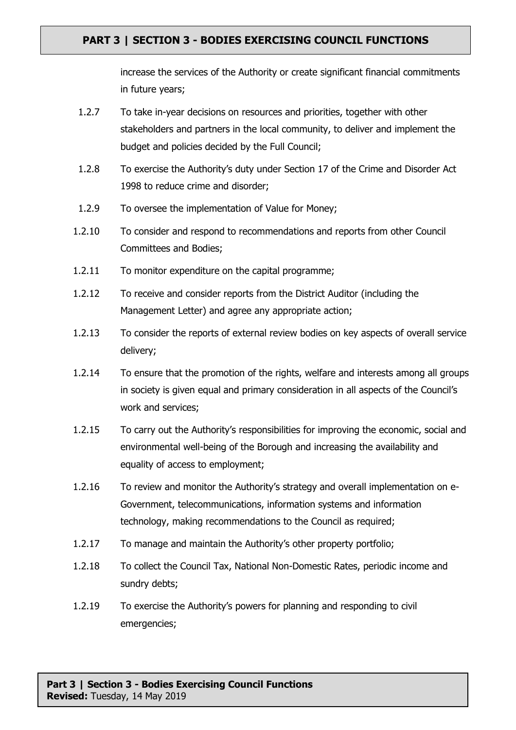increase the services of the Authority or create significant financial commitments in future years;

1.2.7 To take in-year decisions on resources and priorities, together with other stakeholders and partners in the local community, to deliver and implement the budget and policies decided by the Full Council;

1.2.8 To exercise the Authority's duty under Section 17 of the Crime and Disorder Act 1998 to reduce crime and disorder;

1.2.9 To oversee the implementation of Value for Money;

1.2.10 To consider and respond to recommendations and reports from other Council Committees and Bodies;

1.2.11 To monitor expenditure on the capital programme;

1.2.12 To receive and consider reports from the District Auditor (including the Management Letter) and agree any appropriate action;

1.2.13 To consider the reports of external review bodies on key aspects of overall service delivery;

1.2.14 To ensure that the promotion of the rights, welfare and interests among all groups in society is given equal and primary consideration in all aspects of the Council's work and services;

1.2.15 To carry out the Authority's responsibilities for improving the economic, social and environmental well-being of the Borough and increasing the availability and equality of access to employment;

1.2.16 To review and monitor the Authority's strategy and overall implementation on e-Government, telecommunications, information systems and information technology, making recommendations to the Council as required;

1.2.17 To manage and maintain the Authority's other property portfolio;

1.2.18 To collect the Council Tax, National Non-Domestic Rates, periodic income and sundry debts;

1.2.19 To exercise the Authority's powers for planning and responding to civil emergencies;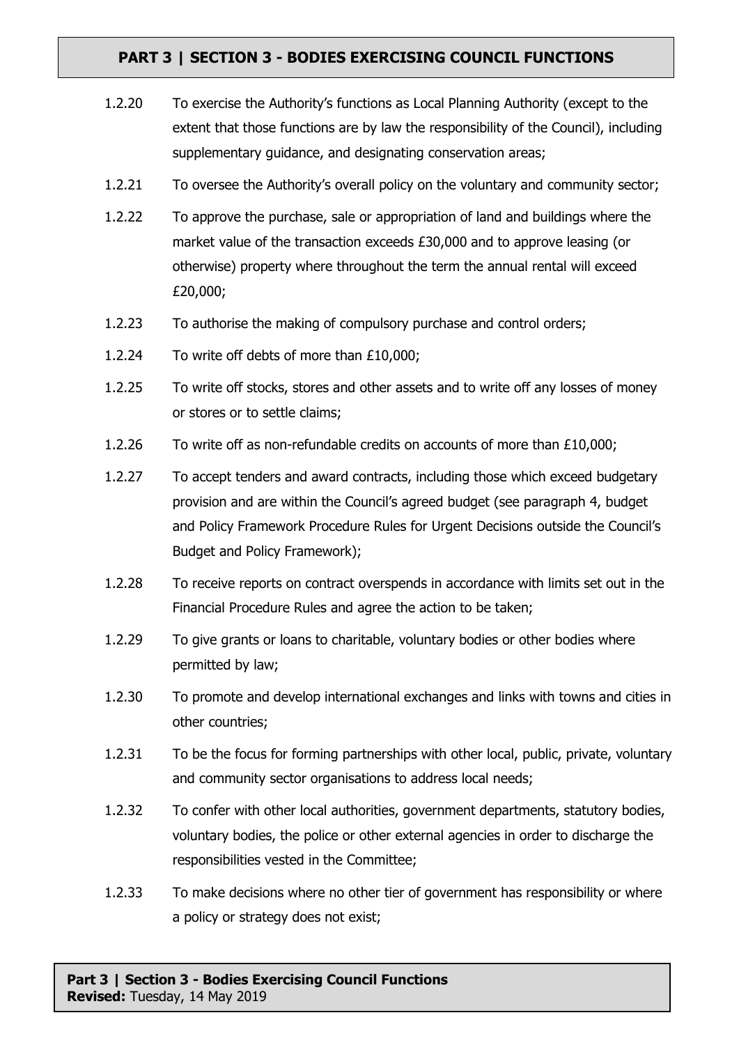1.2.20 To exercise the Authority's functions as Local Planning Authority (except to the extent that those functions are by law the responsibility of the Council), including supplementary guidance, and designating conservation areas;

1.2.21 To oversee the Authority's overall policy on the voluntary and community sector;

1.2.22 To approve the purchase, sale or appropriation of land and buildings where the market value of the transaction exceeds £30,000 and to approve leasing (or otherwise) property where throughout the term the annual rental will exceed £20,000;

1.2.23 To authorise the making of compulsory purchase and control orders;

1.2.24 To write off debts of more than £10,000;

1.2.25 To write off stocks, stores and other assets and to write off any losses of money or stores or to settle claims;

1.2.26 To write off as non-refundable credits on accounts of more than £10,000;

1.2.27 To accept tenders and award contracts, including those which exceed budgetary provision and are within the Council's agreed budget (see paragraph 4, budget and Policy Framework Procedure Rules for Urgent Decisions outside the Council's Budget and Policy Framework);

1.2.28 To receive reports on contract overspends in accordance with limits set out in the Financial Procedure Rules and agree the action to be taken;

1.2.29 To give grants or loans to charitable, voluntary bodies or other bodies where permitted by law;

1.2.30 To promote and develop international exchanges and links with towns and cities in other countries;

1.2.31 To be the focus for forming partnerships with other local, public, private, voluntary and community sector organisations to address local needs;

1.2.32 To confer with other local authorities, government departments, statutory bodies, voluntary bodies, the police or other external agencies in order to discharge the responsibilities vested in the Committee;

1.2.33 To make decisions where no other tier of government has responsibility or where a policy or strategy does not exist;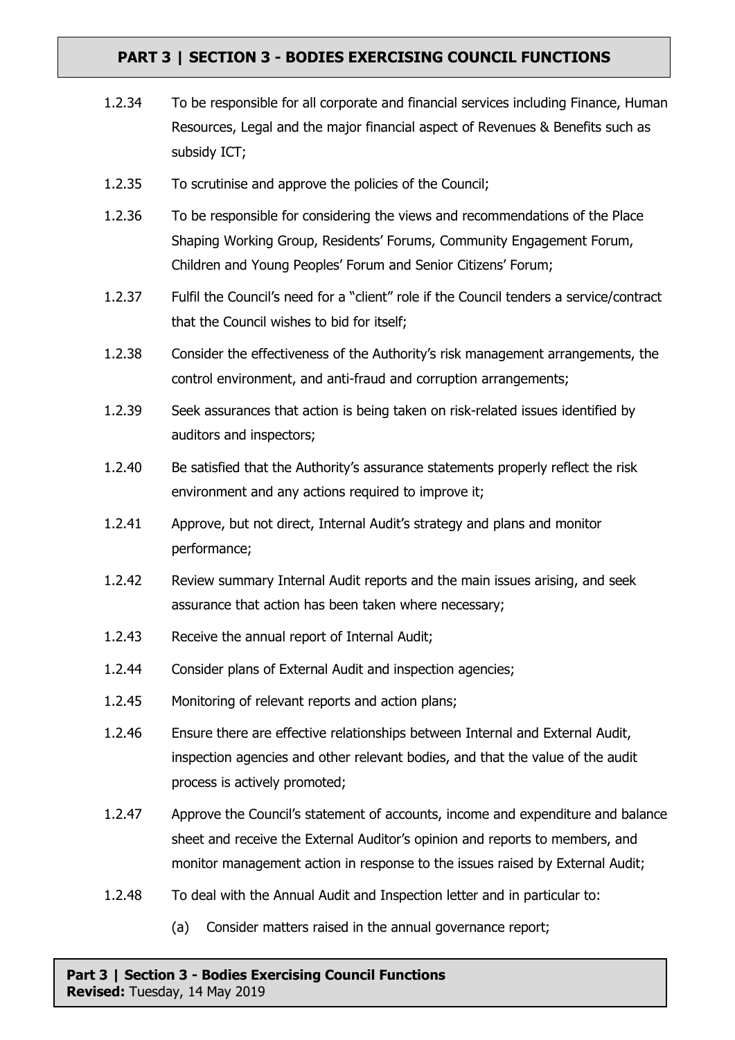1.2.34 To be responsible for all corporate and financial services including Finance, Human Resources, Legal and the major financial aspect of Revenues & Benefits such as subsidy ICT;

1.2.35 To scrutinise and approve the policies of the Council;

1.2.36 To be responsible for considering the views and recommendations of the Place Shaping Working Group, Residents' Forums, Community Engagement Forum, Children and Young Peoples' Forum and Senior Citizens' Forum;

1.2.37 Fulfil the Council's need for a "client" role if the Council tenders a service/contract that the Council wishes to bid for itself;

1.2.38 Consider the effectiveness of the Authority's risk management arrangements, the control environment, and anti-fraud and corruption arrangements;

1.2.39 Seek assurances that action is being taken on risk-related issues identified by auditors and inspectors;

1.2.40 Be satisfied that the Authority's assurance statements properly reflect the risk environment and any actions required to improve it;

1.2.41 Approve, but not direct, Internal Audit's strategy and plans and monitor performance;

1.2.42 Review summary Internal Audit reports and the main issues arising, and seek assurance that action has been taken where necessary;

1.2.43 Receive the annual report of Internal Audit;

1.2.44 Consider plans of External Audit and inspection agencies;

1.2.45 Monitoring of relevant reports and action plans;

1.2.46 Ensure there are effective relationships between Internal and External Audit, inspection agencies and other relevant bodies, and that the value of the audit process is actively promoted;

1.2.47 Approve the Council's statement of accounts, income and expenditure and balance sheet and receive the External Auditor's opinion and reports to members, and monitor management action in response to the issues raised by External Audit;

1.2.48 To deal with the Annual Audit and Inspection letter and in particular to:

(a) Consider matters raised in the annual governance report;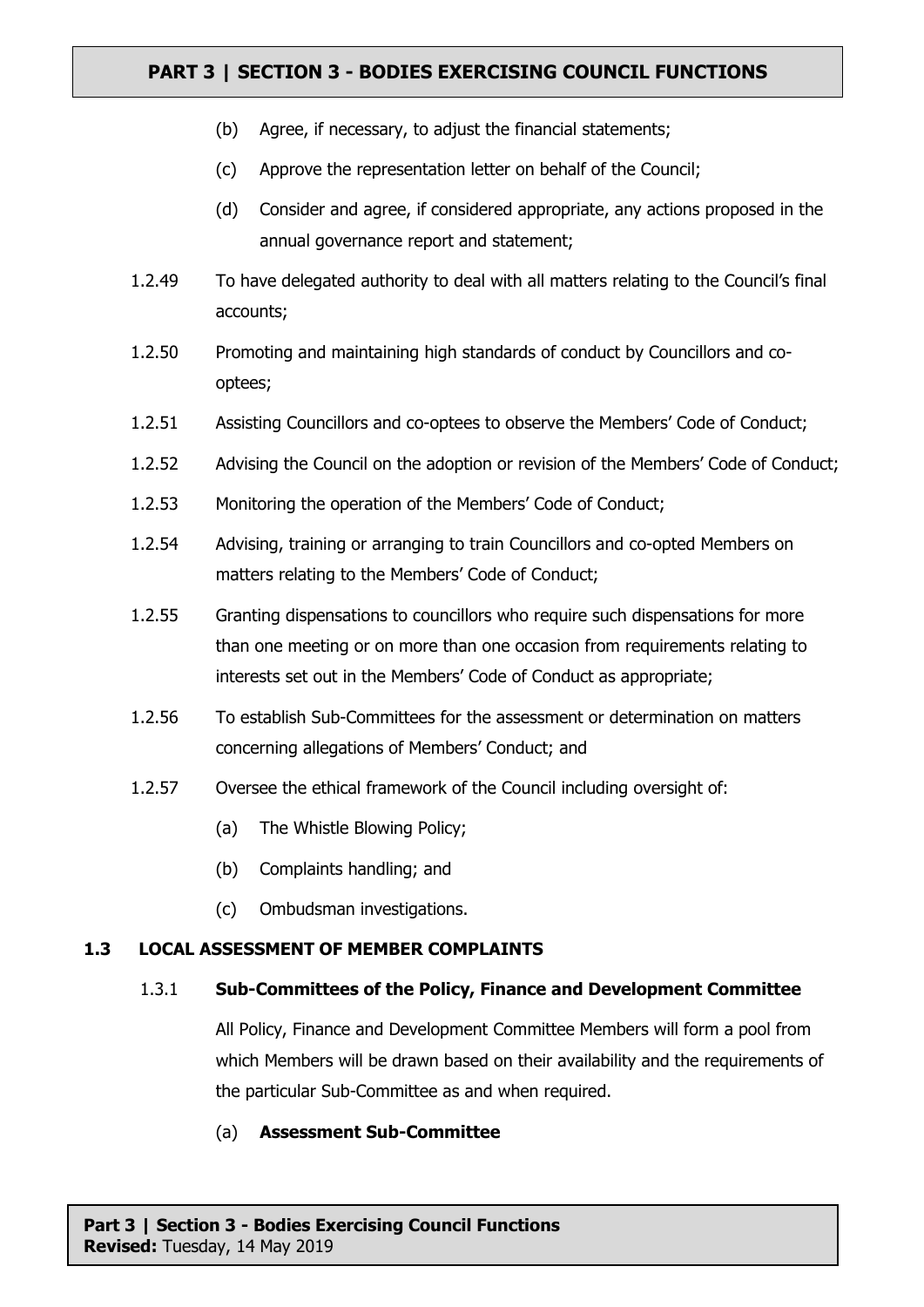(b) Agree, if necessary, to adjust the financial statements;

(c) Approve the representation letter on behalf of the Council;

(d) Consider and agree, if considered appropriate, any actions proposed in the annual governance report and statement;

1.2.49 To have delegated authority to deal with all matters relating to the Council's final accounts;

1.2.50 Promoting and maintaining high standards of conduct by Councillors and co-optees;

1.2.51 Assisting Councillors and co-optees to observe the Members' Code of Conduct;

1.2.52 Advising the Council on the adoption or revision of the Members' Code of Conduct;

1.2.53 Monitoring the operation of the Members' Code of Conduct;

1.2.54 Advising, training or arranging to train Councillors and co-opted Members on matters relating to the Members' Code of Conduct;

1.2.55 Granting dispensations to councillors who require such dispensations for more than one meeting or on more than one occasion from requirements relating to interests set out in the Members' Code of Conduct as appropriate;

1.2.56 To establish Sub-Committees for the assessment or determination on matters concerning allegations of Members' Conduct; and

1.2.57 Oversee the ethical framework of the Council including oversight of:

(a) The Whistle Blowing Policy;

(b) Complaints handling; and

(c) Ombudsman investigations.

### 1.3 LOCAL ASSESSMENT OF MEMBER COMPLAINTS

#### 1.3.1 Sub-Committees of the Policy, Finance and Development Committee

All Policy, Finance and Development Committee Members will form a pool from which Members will be drawn based on their availability and the requirements of the particular Sub-Committee as and when required.

(a) **Assessment Sub-Committee**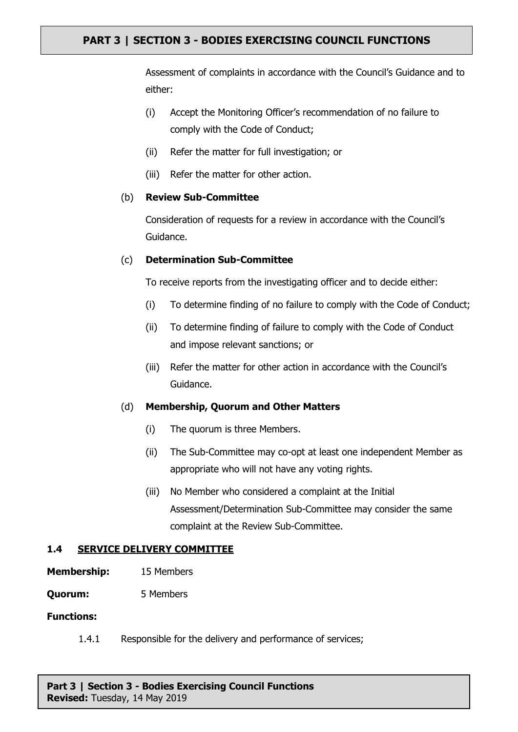Assessment of complaints in accordance with the Council's Guidance and to either:

(i) Accept the Monitoring Officer's recommendation of no failure to comply with the Code of Conduct;

(ii) Refer the matter for full investigation; or

(iii) Refer the matter for other action.

(b) **Review Sub-Committee**

Consideration of requests for a review in accordance with the Council's Guidance.

(c) **Determination Sub-Committee**

To receive reports from the investigating officer and to decide either:

(i) To determine finding of no failure to comply with the Code of Conduct;

(ii) To determine finding of failure to comply with the Code of Conduct and impose relevant sanctions; or

(iii) Refer the matter for other action in accordance with the Council's Guidance.

(d) **Membership, Quorum and Other Matters**

(i) The quorum is three Members.

(ii) The Sub-Committee may co-opt at least one independent Member as appropriate who will not have any voting rights.

(iii) No Member who considered a complaint at the Initial Assessment/Determination Sub-Committee may consider the same complaint at the Review Sub-Committee.

### 1.4 SERVICE DELIVERY COMMITTEE

**Membership:** 15 Members

**Quorum:** 5 Members

**Functions:**

1.4.1 Responsible for the delivery and performance of services;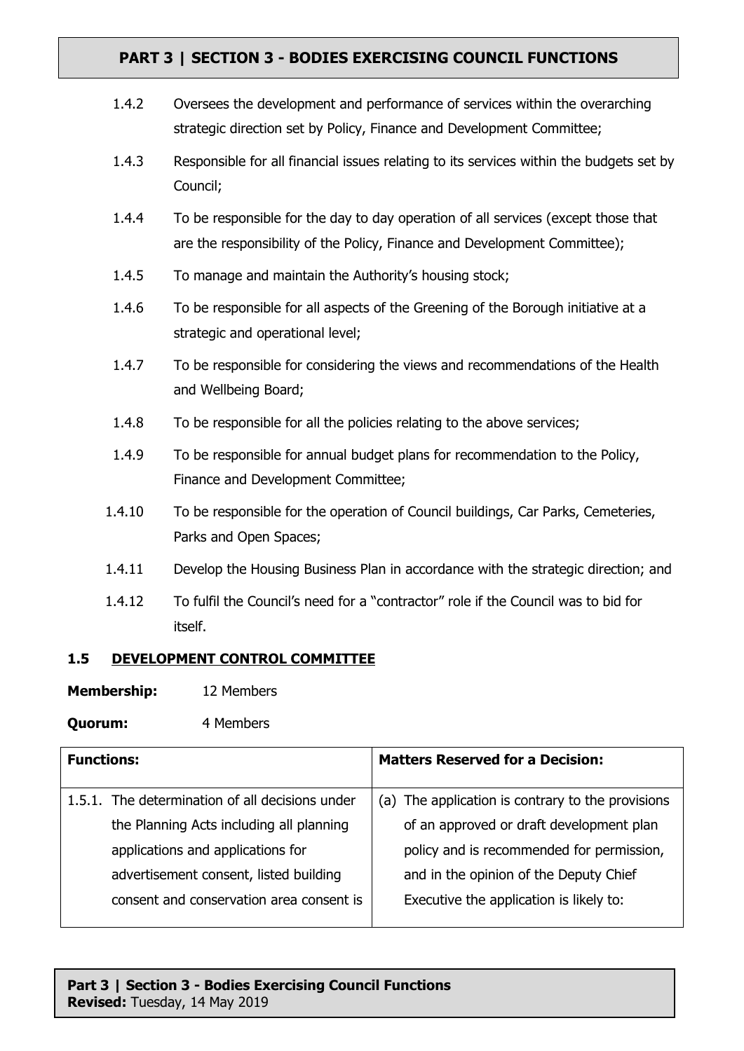1.4.2 Oversees the development and performance of services within the overarching strategic direction set by Policy, Finance and Development Committee;

1.4.3 Responsible for all financial issues relating to its services within the budgets set by Council;

1.4.4 To be responsible for the day to day operation of all services (except those that are the responsibility of the Policy, Finance and Development Committee);

1.4.5 To manage and maintain the Authority's housing stock;

1.4.6 To be responsible for all aspects of the Greening of the Borough initiative at a strategic and operational level;

1.4.7 To be responsible for considering the views and recommendations of the Health and Wellbeing Board;

1.4.8 To be responsible for all the policies relating to the above services;

1.4.9 To be responsible for annual budget plans for recommendation to the Policy, Finance and Development Committee;

1.4.10 To be responsible for the operation of Council buildings, Car Parks, Cemeteries, Parks and Open Spaces;

1.4.11 Develop the Housing Business Plan in accordance with the strategic direction; and

1.4.12 To fulfil the Council's need for a "contractor" role if the Council was to bid for itself.

### 1.5 DEVELOPMENT CONTROL COMMITTEE

**Membership:** 12 Members

**Quorum:** 4 Members

| Functions: | Matters Reserved for a Decision: |
|---|---|
| 1.5.1. The determination of all decisions under the Planning Acts including all planning applications and applications for advertisement consent, listed building consent and conservation area consent is | (a) The application is contrary to the provisions of an approved or draft development plan policy and is recommended for permission, and in the opinion of the Deputy Chief Executive the application is likely to: |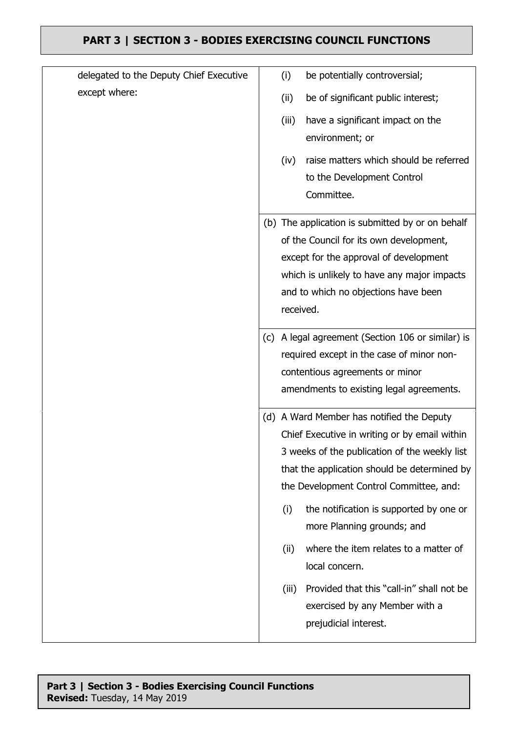| | |
|---|---|
| delegated to the Deputy Chief Executive except where: | (i) be potentially controversial;<br>(ii) be of significant public interest;<br>(iii) have a significant impact on the environment; or<br>(iv) raise matters which should be referred to the Development Control Committee. |
| | (b) The application is submitted by or on behalf of the Council for its own development, except for the approval of development which is unlikely to have any major impacts and to which no objections have been received. |
| | (c) A legal agreement (Section 106 or similar) is required except in the case of minor non-contentious agreements or minor amendments to existing legal agreements. |
| | (d) A Ward Member has notified the Deputy Chief Executive in writing or by email within 3 weeks of the publication of the weekly list that the application should be determined by the Development Control Committee, and:<br>(i) the notification is supported by one or more Planning grounds; and<br>(ii) where the item relates to a matter of local concern.<br>(iii) Provided that this "call-in" shall not be exercised by any Member with a prejudicial interest. |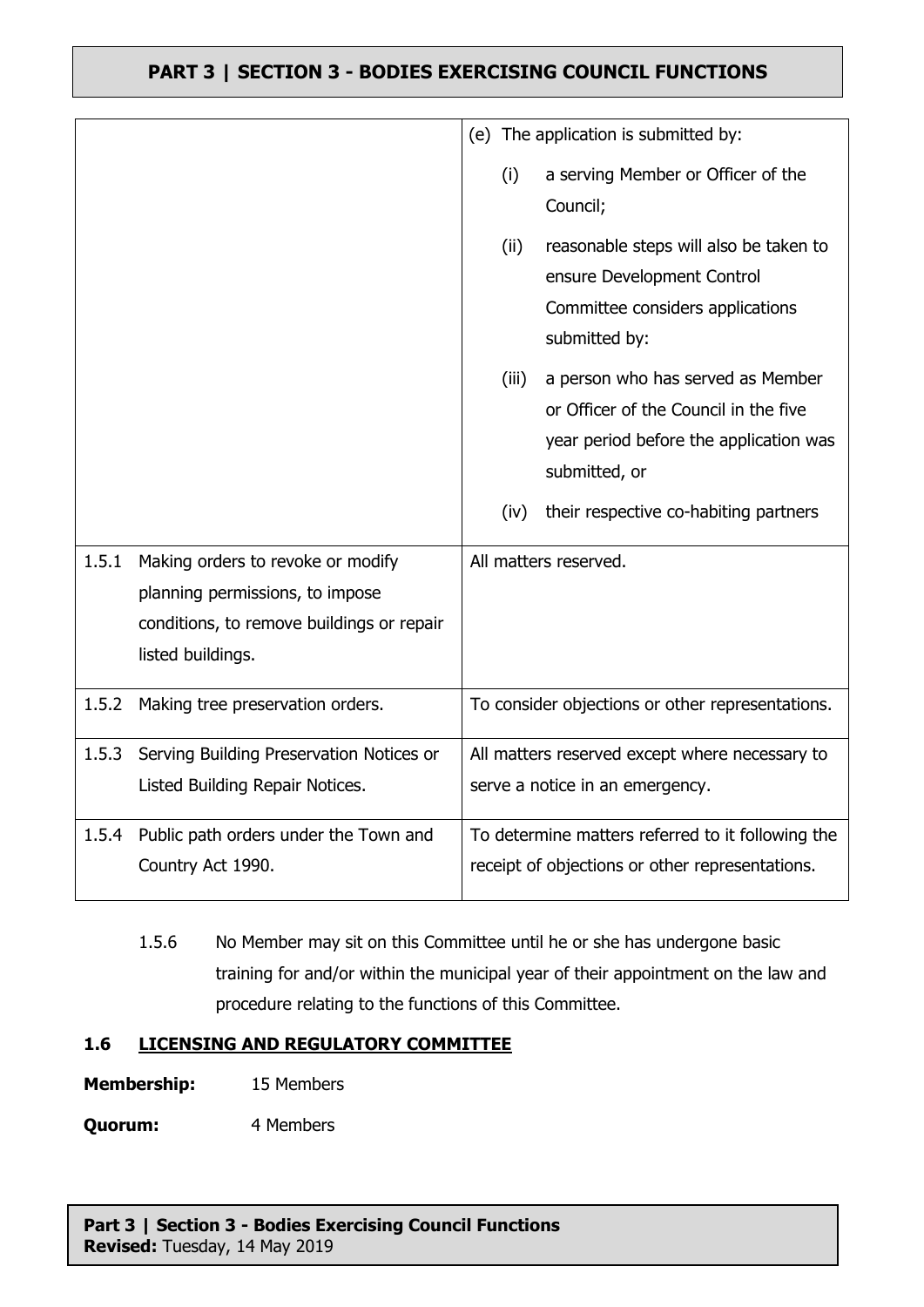| | |
|---|---|
| | (e) The application is submitted by:<br>(i) a serving Member or Officer of the Council;<br>(ii) reasonable steps will also be taken to ensure Development Control Committee considers applications submitted by:<br>(iii) a person who has served as Member or Officer of the Council in the five year period before the application was submitted, or<br>(iv) their respective co-habiting partners |
| 1.5.1 Making orders to revoke or modify planning permissions, to impose conditions, to remove buildings or repair listed buildings. | All matters reserved. |
| 1.5.2 Making tree preservation orders. | To consider objections or other representations. |
| 1.5.3 Serving Building Preservation Notices or Listed Building Repair Notices. | All matters reserved except where necessary to serve a notice in an emergency. |
| 1.5.4 Public path orders under the Town and Country Act 1990. | To determine matters referred to it following the receipt of objections or other representations. |

1.5.6 No Member may sit on this Committee until he or she has undergone basic training for and/or within the municipal year of their appointment on the law and procedure relating to the functions of this Committee.

### 1.6 LICENSING AND REGULATORY COMMITTEE

**Membership:** 15 Members

**Quorum:** 4 Members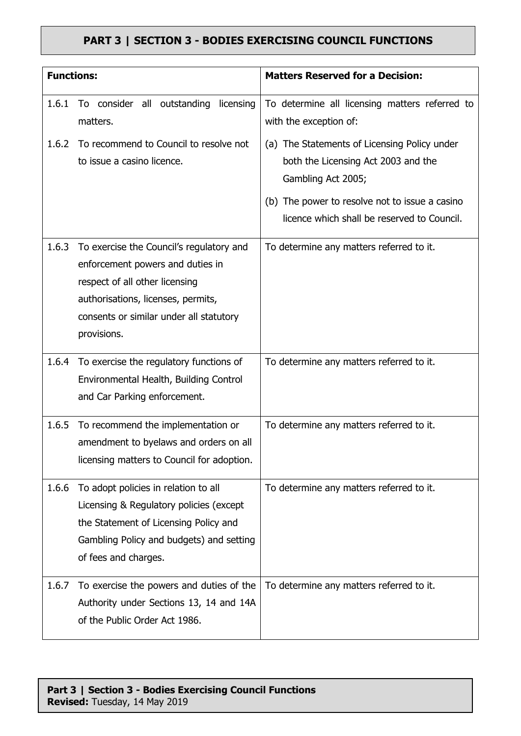# PART 3 | SECTION 3 - BODIES EXERCISING COUNCIL FUNCTIONS

| Functions: | Matters Reserved for a Decision: |
| --- | --- |
| 1.6.1 To consider all outstanding licensing matters.<br><br>1.6.2 To recommend to Council to resolve not to issue a casino licence. | To determine all licensing matters referred to with the exception of:<br><br>(a) The Statements of Licensing Policy under both the Licensing Act 2003 and the Gambling Act 2005;<br><br>(b) The power to resolve not to issue a casino licence which shall be reserved to Council. |
| 1.6.3 To exercise the Council's regulatory and enforcement powers and duties in respect of all other licensing authorisations, licenses, permits, consents or similar under all statutory provisions. | To determine any matters referred to it. |
| 1.6.4 To exercise the regulatory functions of Environmental Health, Building Control and Car Parking enforcement. | To determine any matters referred to it. |
| 1.6.5 To recommend the implementation or amendment to byelaws and orders on all licensing matters to Council for adoption. | To determine any matters referred to it. |
| 1.6.6 To adopt policies in relation to all Licensing & Regulatory policies (except the Statement of Licensing Policy and Gambling Policy and budgets) and setting of fees and charges. | To determine any matters referred to it. |
| 1.6.7 To exercise the powers and duties of the Authority under Sections 13, 14 and 14A of the Public Order Act 1986. | To determine any matters referred to it. |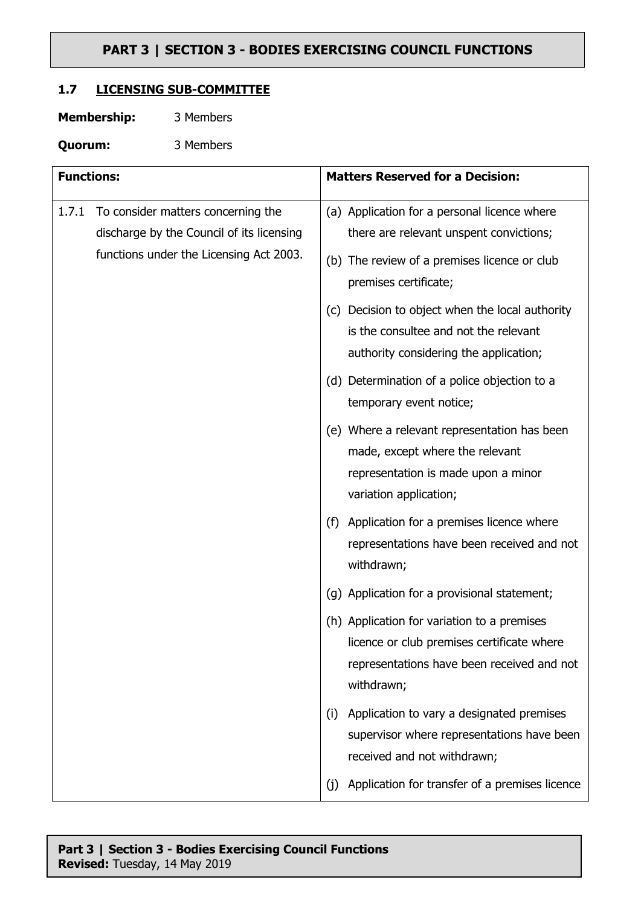## PART 3 | SECTION 3 - BODIES EXERCISING COUNCIL FUNCTIONS

### 1.7 LICENSING SUB-COMMITTEE

**Membership:** 3 Members

**Quorum:** 3 Members

| **Functions:** | **Matters Reserved for a Decision:** |
|---|---|
| 1.7.1 To consider matters concerning the discharge by the Council of its licensing functions under the Licensing Act 2003. | (a) Application for a personal licence where there are relevant unspent convictions;<br>(b) The review of a premises licence or club premises certificate;<br>(c) Decision to object when the local authority is the consultee and not the relevant authority considering the application;<br>(d) Determination of a police objection to a temporary event notice;<br>(e) Where a relevant representation has been made, except where the relevant representation is made upon a minor variation application;<br>(f) Application for a premises licence where representations have been received and not withdrawn;<br>(g) Application for a provisional statement;<br>(h) Application for variation to a premises licence or club premises certificate where representations have been received and not withdrawn;<br>(i) Application to vary a designated premises supervisor where representations have been received and not withdrawn;<br>(j) Application for transfer of a premises licence |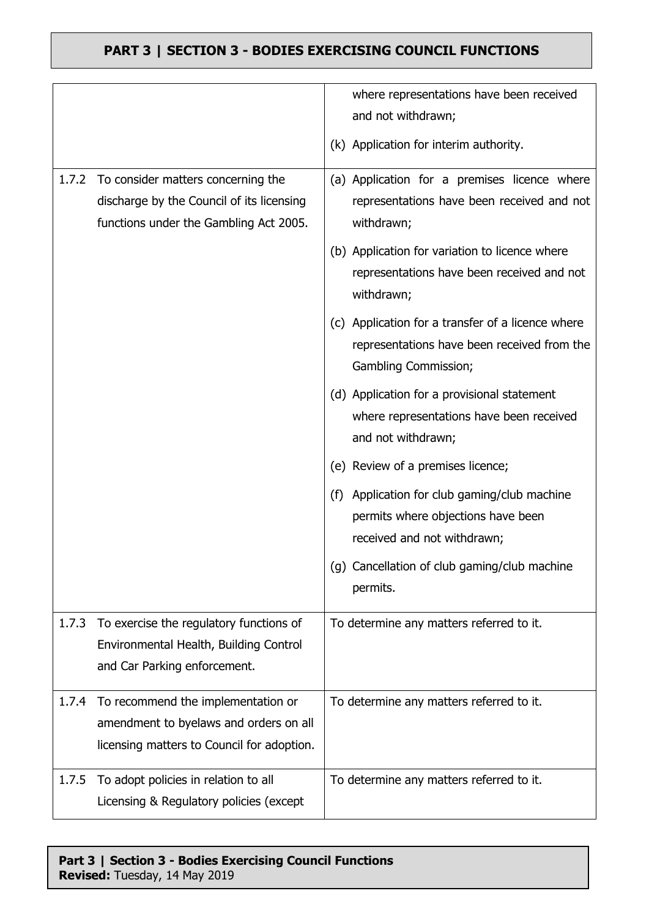| | |
|---|---|
| | where representations have been received and not withdrawn;<br><br>(k) Application for interim authority. |
| 1.7.2 To consider matters concerning the discharge by the Council of its licensing functions under the Gambling Act 2005. | (a) Application for a premises licence where representations have been received and not withdrawn;<br><br>(b) Application for variation to licence where representations have been received and not withdrawn;<br><br>(c) Application for a transfer of a licence where representations have been received from the Gambling Commission;<br><br>(d) Application for a provisional statement where representations have been received and not withdrawn;<br><br>(e) Review of a premises licence;<br><br>(f) Application for club gaming/club machine permits where objections have been received and not withdrawn;<br><br>(g) Cancellation of club gaming/club machine permits. |
| 1.7.3 To exercise the regulatory functions of Environmental Health, Building Control and Car Parking enforcement. | To determine any matters referred to it. |
| 1.7.4 To recommend the implementation or amendment to byelaws and orders on all licensing matters to Council for adoption. | To determine any matters referred to it. |
| 1.7.5 To adopt policies in relation to all Licensing & Regulatory policies (except | To determine any matters referred to it. |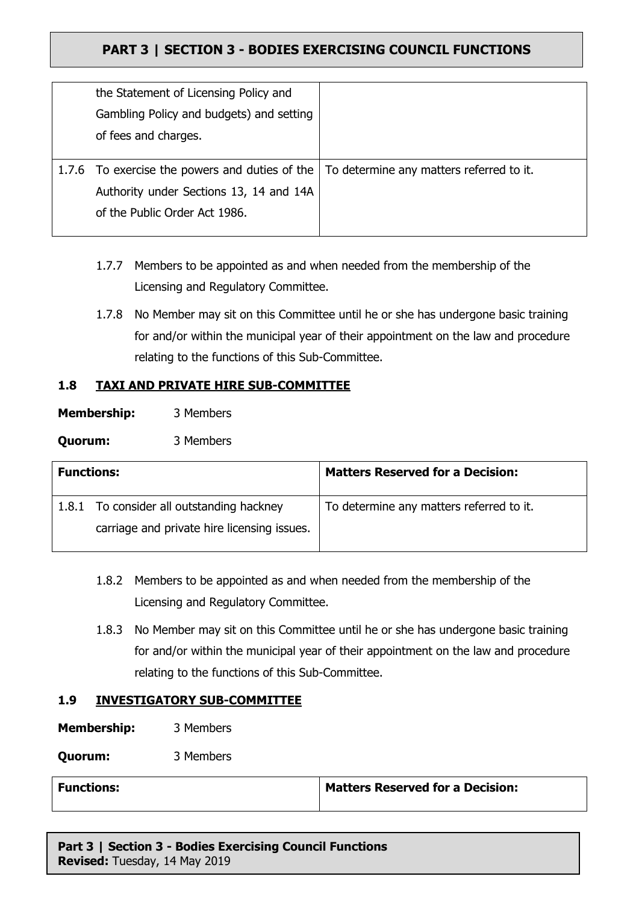| | |
|---|---|
| the Statement of Licensing Policy and Gambling Policy and budgets) and setting of fees and charges. | |
| 1.7.6 To exercise the powers and duties of the Authority under Sections 13, 14 and 14A of the Public Order Act 1986. | To determine any matters referred to it. |

1.7.7 Members to be appointed as and when needed from the membership of the Licensing and Regulatory Committee.

1.7.8 No Member may sit on this Committee until he or she has undergone basic training for and/or within the municipal year of their appointment on the law and procedure relating to the functions of this Sub-Committee.

### 1.8 TAXI AND PRIVATE HIRE SUB-COMMITTEE

**Membership:** 3 Members

**Quorum:** 3 Members

| Functions: | Matters Reserved for a Decision: |
|---|---|
| 1.8.1 To consider all outstanding hackney carriage and private hire licensing issues. | To determine any matters referred to it. |

1.8.2 Members to be appointed as and when needed from the membership of the Licensing and Regulatory Committee.

1.8.3 No Member may sit on this Committee until he or she has undergone basic training for and/or within the municipal year of their appointment on the law and procedure relating to the functions of this Sub-Committee.

### 1.9 INVESTIGATORY SUB-COMMITTEE

**Membership:** 3 Members

**Quorum:** 3 Members

| Functions: | Matters Reserved for a Decision: |
|---|---|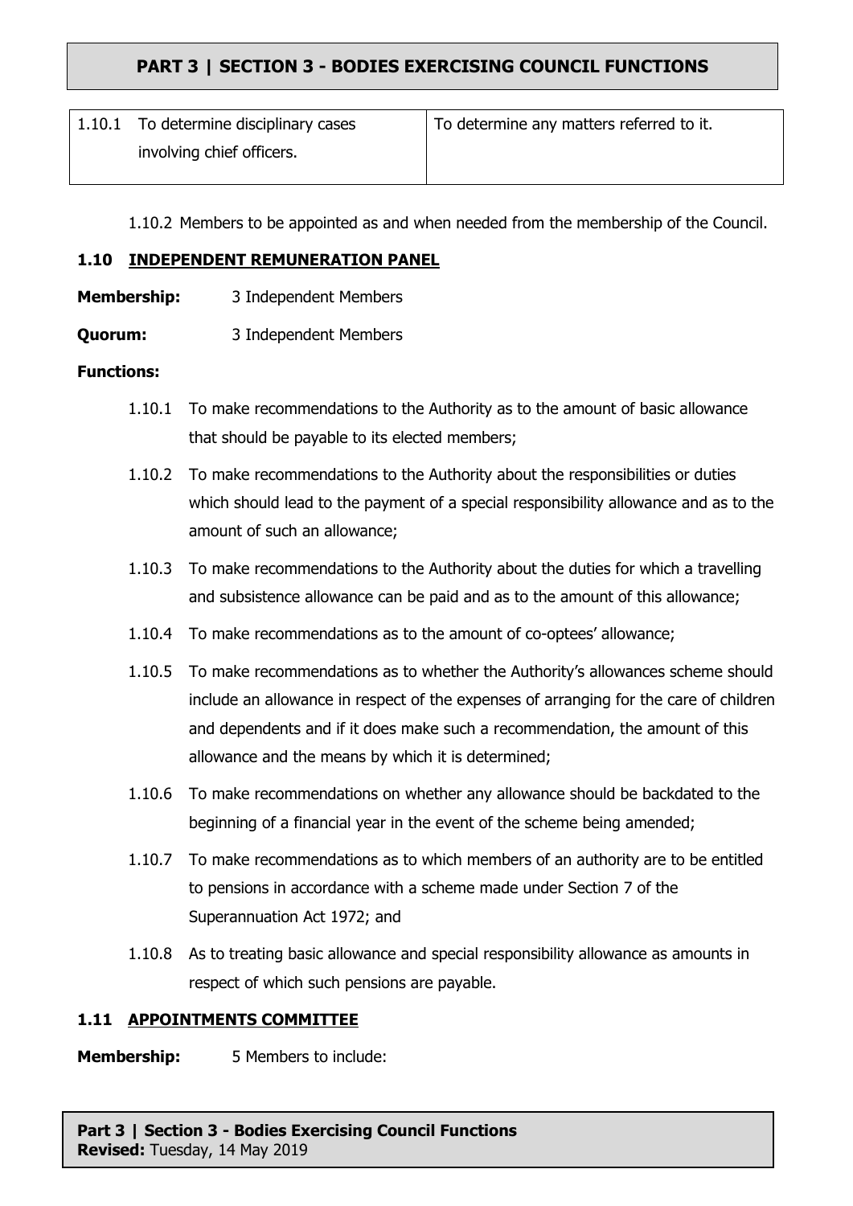| 1.10.1 To determine disciplinary cases involving chief officers. | To determine any matters referred to it. |
|---|---|

1.10.2 Members to be appointed as and when needed from the membership of the Council.

### 1.10 INDEPENDENT REMUNERATION PANEL

**Membership:** 3 Independent Members

**Quorum:** 3 Independent Members

**Functions:**

1.10.1 To make recommendations to the Authority as to the amount of basic allowance that should be payable to its elected members;

1.10.2 To make recommendations to the Authority about the responsibilities or duties which should lead to the payment of a special responsibility allowance and as to the amount of such an allowance;

1.10.3 To make recommendations to the Authority about the duties for which a travelling and subsistence allowance can be paid and as to the amount of this allowance;

1.10.4 To make recommendations as to the amount of co-optees' allowance;

1.10.5 To make recommendations as to whether the Authority's allowances scheme should include an allowance in respect of the expenses of arranging for the care of children and dependents and if it does make such a recommendation, the amount of this allowance and the means by which it is determined;

1.10.6 To make recommendations on whether any allowance should be backdated to the beginning of a financial year in the event of the scheme being amended;

1.10.7 To make recommendations as to which members of an authority are to be entitled to pensions in accordance with a scheme made under Section 7 of the Superannuation Act 1972; and

1.10.8 As to treating basic allowance and special responsibility allowance as amounts in respect of which such pensions are payable.

### 1.11 APPOINTMENTS COMMITTEE

**Membership:** 5 Members to include: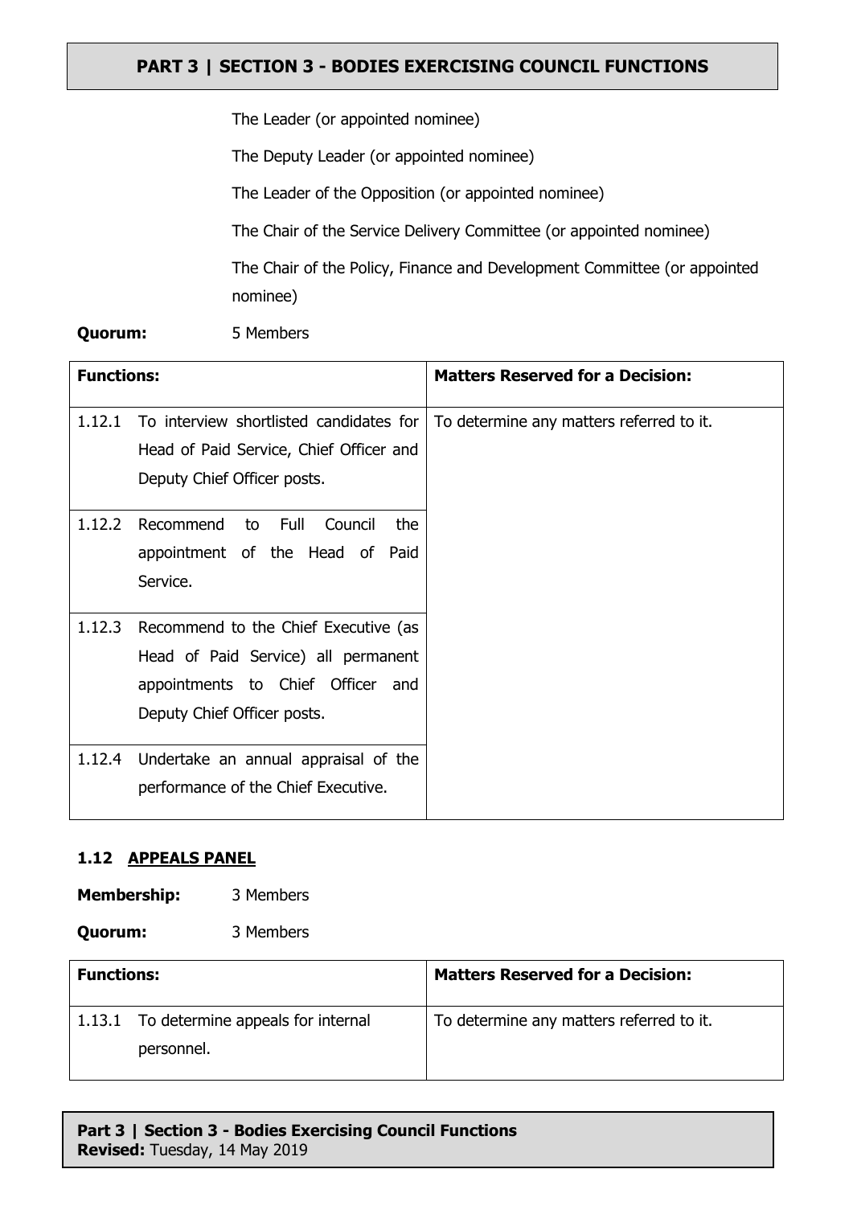The Leader (or appointed nominee)

The Deputy Leader (or appointed nominee)

The Leader of the Opposition (or appointed nominee)

The Chair of the Service Delivery Committee (or appointed nominee)

The Chair of the Policy, Finance and Development Committee (or appointed nominee)

**Quorum:** 5 Members

| **Functions:** | **Matters Reserved for a Decision:** |
|---|---|
| 1.12.1 To interview shortlisted candidates for Head of Paid Service, Chief Officer and Deputy Chief Officer posts. | To determine any matters referred to it. |
| 1.12.2 Recommend to Full Council the appointment of the Head of Paid Service. | |
| 1.12.3 Recommend to the Chief Executive (as Head of Paid Service) all permanent appointments to Chief Officer and Deputy Chief Officer posts. | |
| 1.12.4 Undertake an annual appraisal of the performance of the Chief Executive. | |

### 1.12 APPEALS PANEL

**Membership:** 3 Members

**Quorum:** 3 Members

| **Functions:** | **Matters Reserved for a Decision:** |
|---|---|
| 1.13.1 To determine appeals for internal personnel. | To determine any matters referred to it. |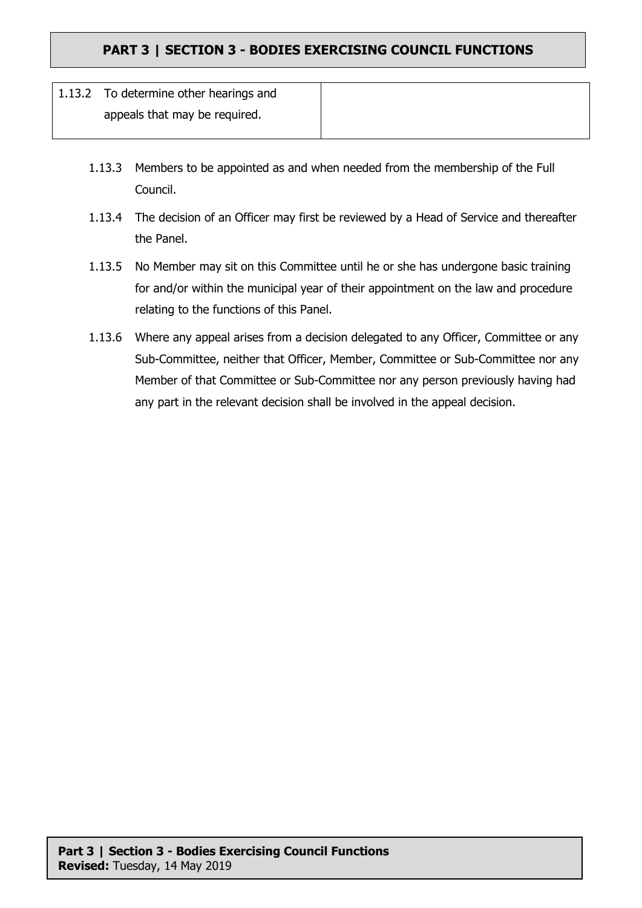| | |
|---|---|
| 1.13.2 To determine other hearings and appeals that may be required. | |

1.13.3 Members to be appointed as and when needed from the membership of the Full Council.

1.13.4 The decision of an Officer may first be reviewed by a Head of Service and thereafter the Panel.

1.13.5 No Member may sit on this Committee until he or she has undergone basic training for and/or within the municipal year of their appointment on the law and procedure relating to the functions of this Panel.

1.13.6 Where any appeal arises from a decision delegated to any Officer, Committee or any Sub-Committee, neither that Officer, Member, Committee or Sub-Committee nor any Member of that Committee or Sub-Committee nor any person previously having had any part in the relevant decision shall be involved in the appeal decision.